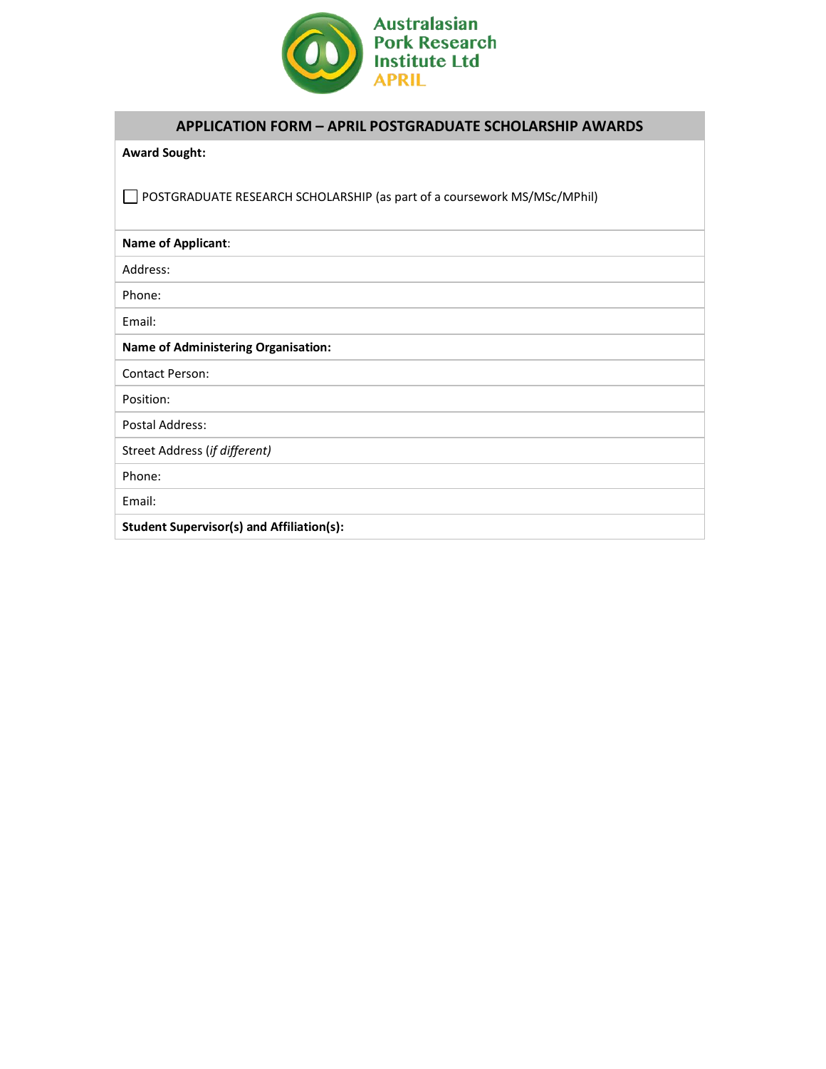Australasian Pork Research Institute Ltd
APRIL

| APPLICATION FORM – APRIL POSTGRADUATE SCHOLARSHIP AWARDS |
|---|
| **Award Sought:**<br><br>☐ POSTGRADUATE RESEARCH SCHOLARSHIP (as part of a coursework MS/MSc/MPhil) |
| **Name of Applicant**: |
| Address: |
| Phone: |
| Email: |
| **Name of Administering Organisation:** |
| Contact Person: |
| Position: |
| Postal Address: |
| Street Address (*if different)* |
| Phone: |
| Email: |
| **Student Supervisor(s) and Affiliation(s):** |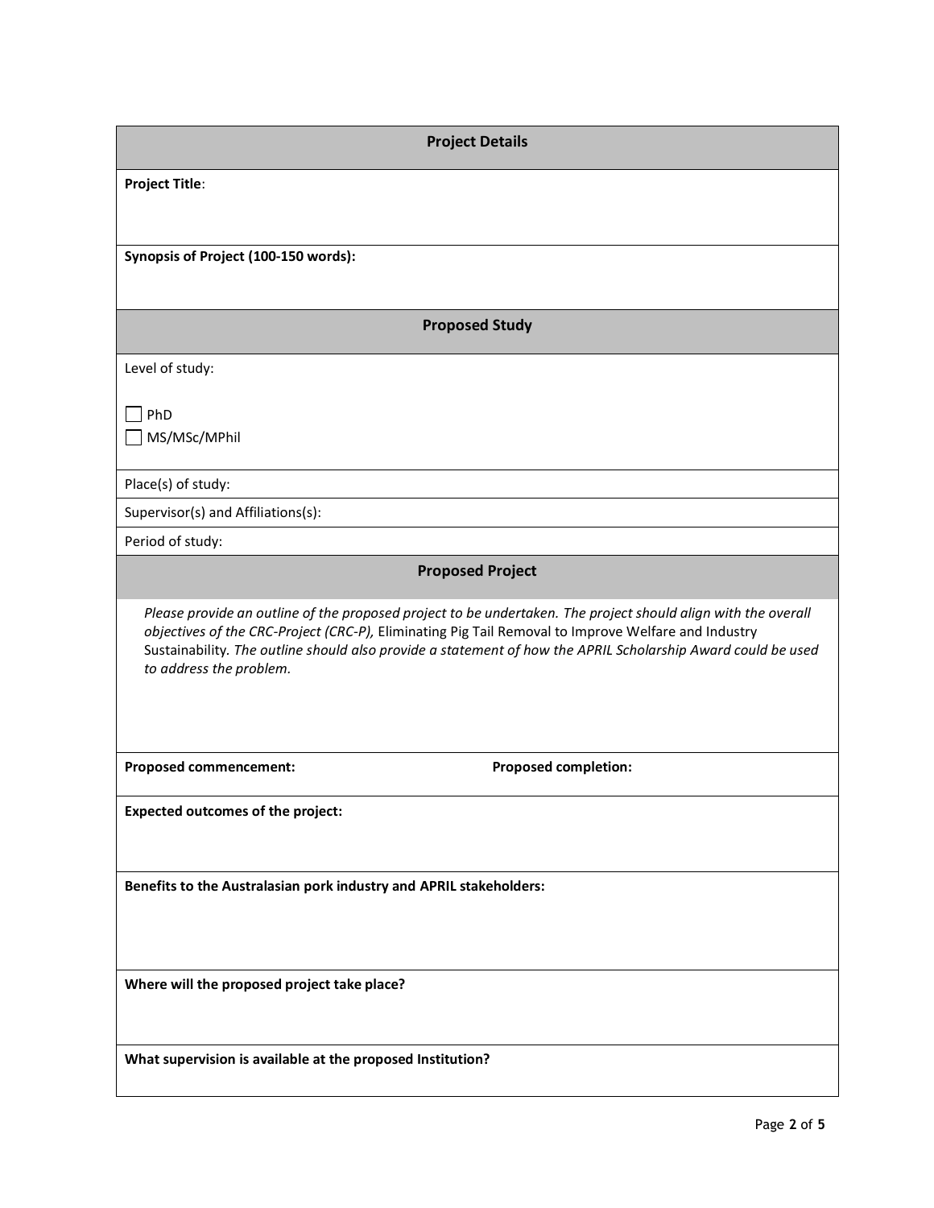## Project Details

**Project Title**:

**Synopsis of Project (100-150 words):**

## Proposed Study

Level of study:

- ☐ PhD
- ☐ MS/MSc/MPhil

Place(s) of study:

Supervisor(s) and Affiliations(s):

Period of study:

## Proposed Project

*Please provide an outline of the proposed project to be undertaken. The project should align with the overall objectives of the CRC-Project (CRC-P),* Eliminating Pig Tail Removal to Improve Welfare and Industry Sustainability. *The outline should also provide a statement of how the APRIL Scholarship Award could be used to address the problem.*

**Proposed commencement:** **Proposed completion:**

**Expected outcomes of the project:**

**Benefits to the Australasian pork industry and APRIL stakeholders:**

**Where will the proposed project take place?**

**What supervision is available at the proposed Institution?**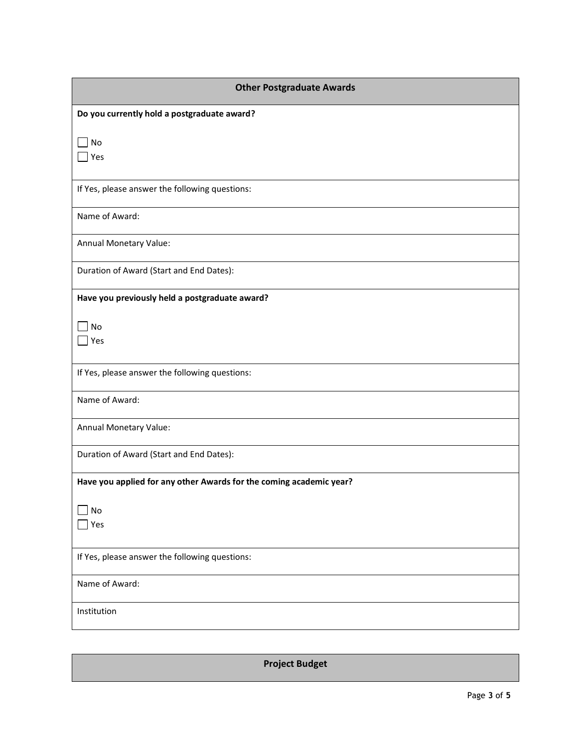## Other Postgraduate Awards

**Do you currently hold a postgraduate award?**

☐ No
☐ Yes

If Yes, please answer the following questions:

Name of Award:

Annual Monetary Value:

Duration of Award (Start and End Dates):

**Have you previously held a postgraduate award?**

☐ No
☐ Yes

If Yes, please answer the following questions:

Name of Award:

Annual Monetary Value:

Duration of Award (Start and End Dates):

**Have you applied for any other Awards for the coming academic year?**

☐ No
☐ Yes

If Yes, please answer the following questions:

Name of Award:

Institution

## Project Budget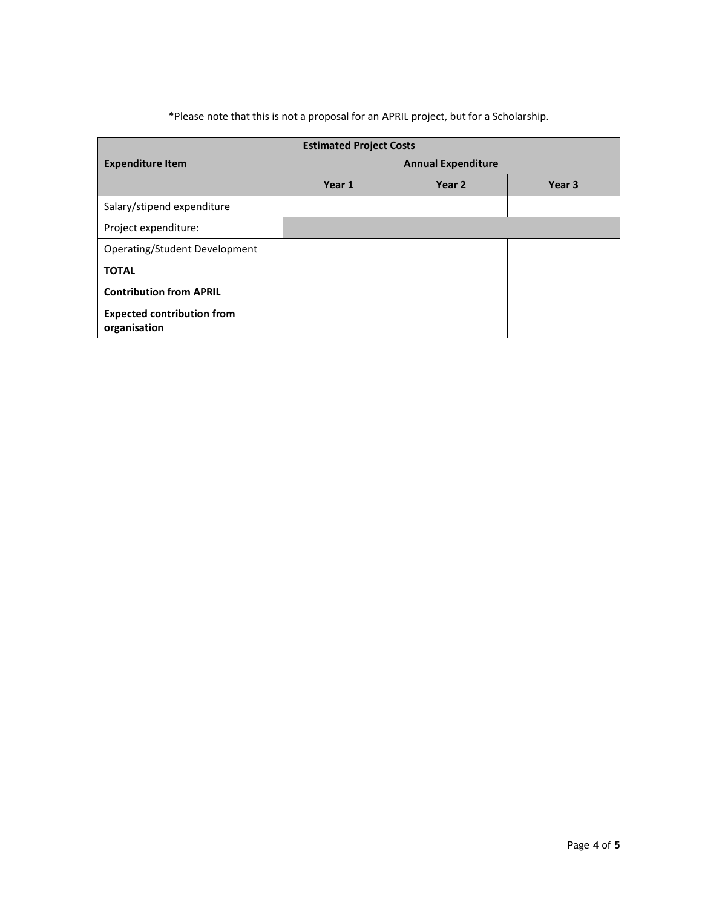*Please note that this is not a proposal for an APRIL project, but for a Scholarship.

| Estimated Project Costs | | | |
|---|---|---|---|
| **Expenditure Item** | **Annual Expenditure** | | |
| | **Year 1** | **Year 2** | **Year 3** |
| Salary/stipend expenditure | | | |
| Project expenditure: | | | |
| Operating/Student Development | | | |
| **TOTAL** | | | |
| **Contribution from APRIL** | | | |
| **Expected contribution from organisation** | | | |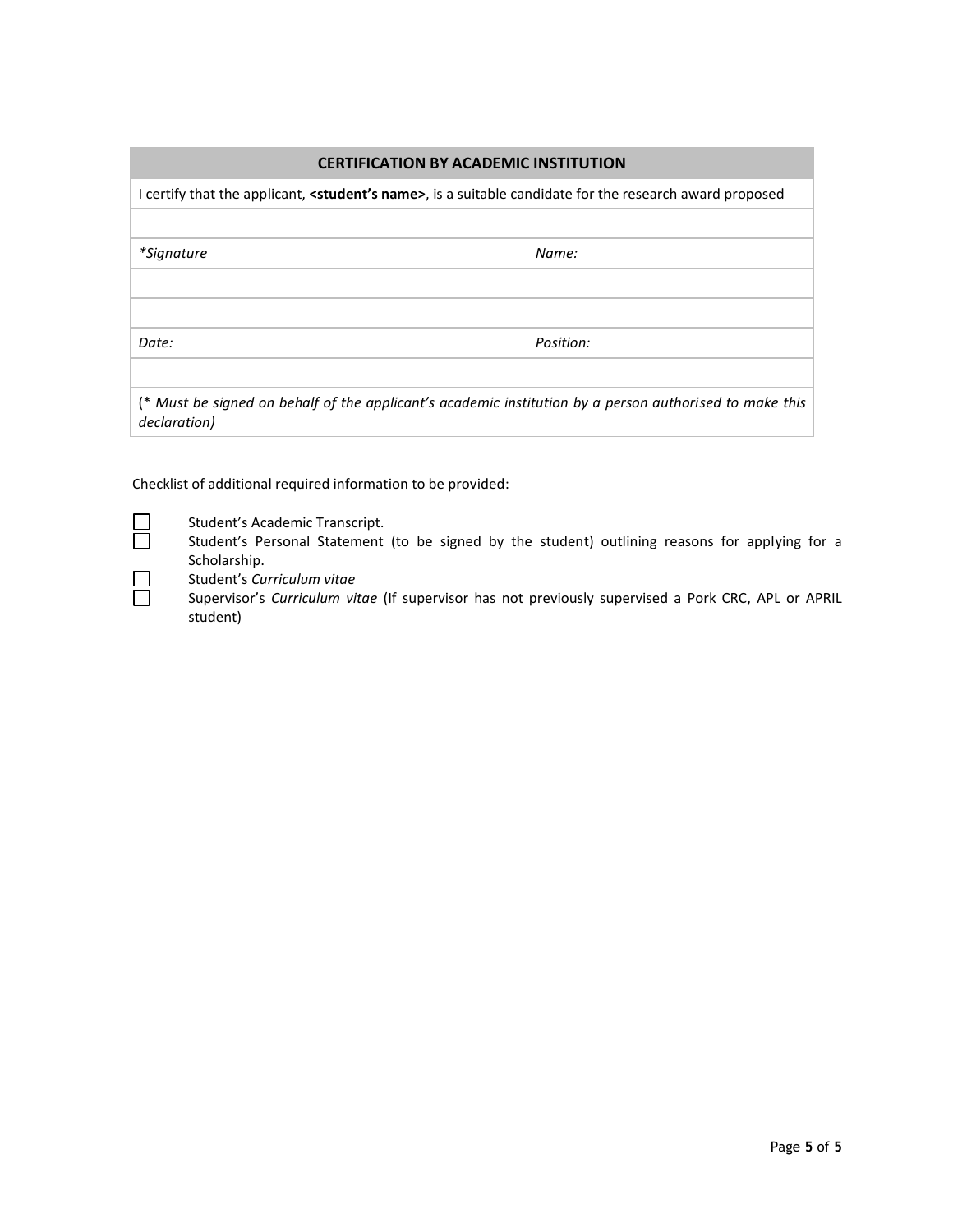| CERTIFICATION BY ACADEMIC INSTITUTION | |
|---|---|
| I certify that the applicant, **<student's name>**, is a suitable candidate for the research award proposed | |
| | |
| *\*Signature* | *Name:* |
| | |
| | |
| *Date:* | *Position:* |
| | |
| (\* *Must be signed on behalf of the applicant's academic institution by a person authorised to make this declaration)* | |

Checklist of additional required information to be provided:

- ☐ Student's Academic Transcript.
- ☐ Student's Personal Statement (to be signed by the student) outlining reasons for applying for a Scholarship.
- ☐ Student's *Curriculum vitae*
- ☐ Supervisor's *Curriculum vitae* (If supervisor has not previously supervised a Pork CRC, APL or APRIL student)